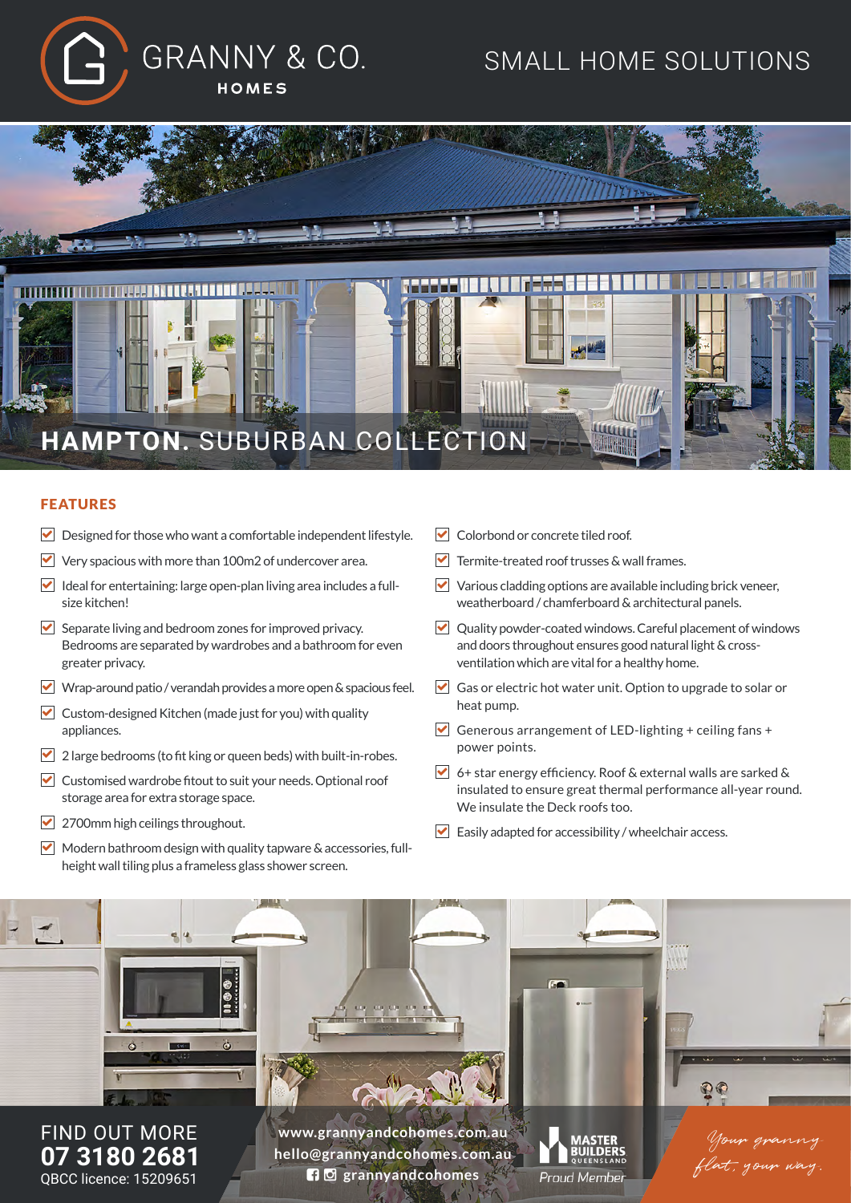GRANNY & CO. HOMES

SMALL HOME SOLUTIONS

# **HAMPTON.** SUBURBAN COLLECTION

## FEATURES

- Designed for those who want a comfortable independent lifestyle.
- Very spacious with more than 100m2 of undercover area.
- Ideal for entertaining: large open-plan living area includes a full-size kitchen!
- Separate living and bedroom zones for improved privacy. Bedrooms are separated by wardrobes and a bathroom for even greater privacy.
- Wrap-around patio / verandah provides a more open & spacious feel.
- Custom-designed Kitchen (made just for you) with quality appliances.
- 2 large bedrooms (to fit king or queen beds) with built-in-robes.
- Customised wardrobe fitout to suit your needs. Optional roof storage area for extra storage space.
- 2700mm high ceilings throughout.
- Modern bathroom design with quality tapware & accessories, full-height wall tiling plus a frameless glass shower screen.
- Colorbond or concrete tiled roof.
- Termite-treated roof trusses & wall frames.
- Various cladding options are available including brick veneer, weatherboard / chamferboard & architectural panels.
- Quality powder-coated windows. Careful placement of windows and doors throughout ensures good natural light & cross-ventilation which are vital for a healthy home.
- Gas or electric hot water unit. Option to upgrade to solar or heat pump.
- Generous arrangement of LED-lighting + ceiling fans + power points.
- 6+ star energy efficiency. Roof & external walls are sarked & insulated to ensure great thermal performance all-year round. We insulate the Deck roofs too.
- Easily adapted for accessibility / wheelchair access.

FIND OUT MORE
**07 3180 2681**
QBCC licence: 15209651

www.grannyandcohomes.com.au
hello@grannyandcohomes.com.au
grannyandcohomes

MASTER BUILDERS QUEENSLAND
Proud Member

*Your granny flat, your way.*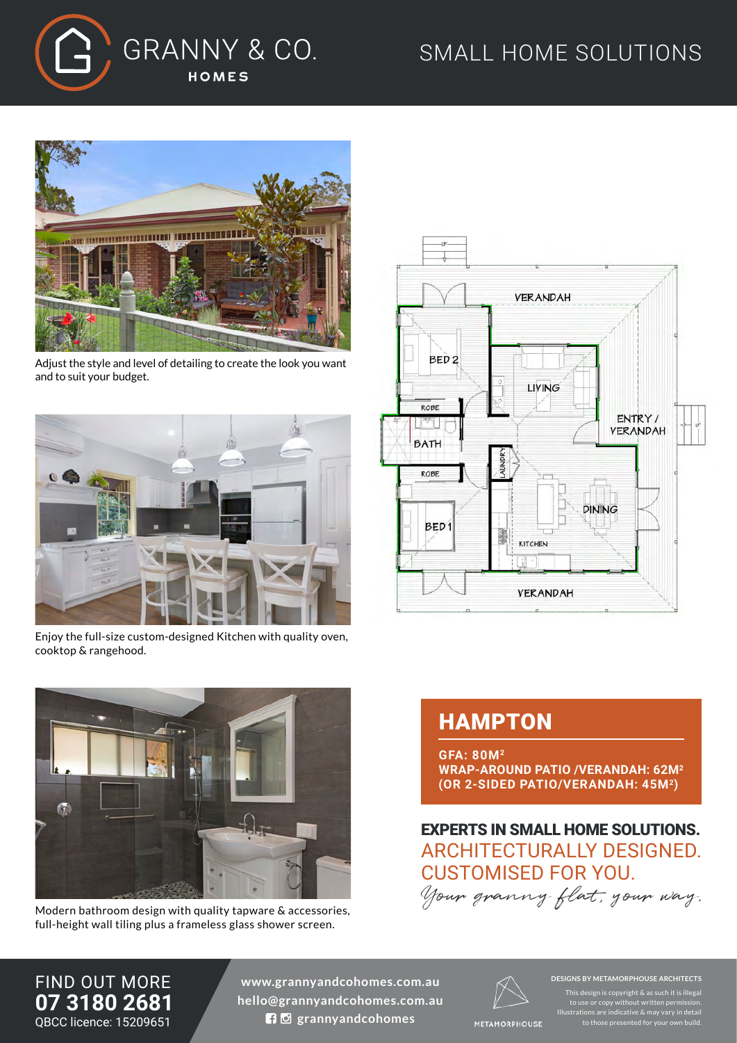GRANNY & CO.
HOMES

SMALL HOME SOLUTIONS

Adjust the style and level of detailing to create the look you want and to suit your budget.

Enjoy the full-size custom-designed Kitchen with quality oven, cooktop & rangehood.

Modern bathroom design with quality tapware & accessories, full-height wall tiling plus a frameless glass shower screen.

VERANDAH
BED 2
LIVING
ROBE
ENTRY / VERANDAH
BATH
ROBE
LAUNDRY
DINING
BED 1
KITCHEN
VERANDAH

# HAMPTON

**GFA: 80M²**
**WRAP-AROUND PATIO /VERANDAH: 62M²**
**(OR 2-SIDED PATIO/VERANDAH: 45M²)**

**EXPERTS IN SMALL HOME SOLUTIONS.**
ARCHITECTURALLY DESIGNED.
CUSTOMISED FOR YOU.
*Your granny flat, your way.*

FIND OUT MORE
**07 3180 2681**
QBCC licence: 15209651

www.grannyandcohomes.com.au
hello@grannyandcohomes.com.au
grannyandcohomes

METAMORPHOUSE

DESIGNS BY METAMORPHOUSE ARCHITECTS
This design is copyright & as such it is illegal to use or copy without written permission. Illustrations are indicative & may vary in detail to those presented for your own build.